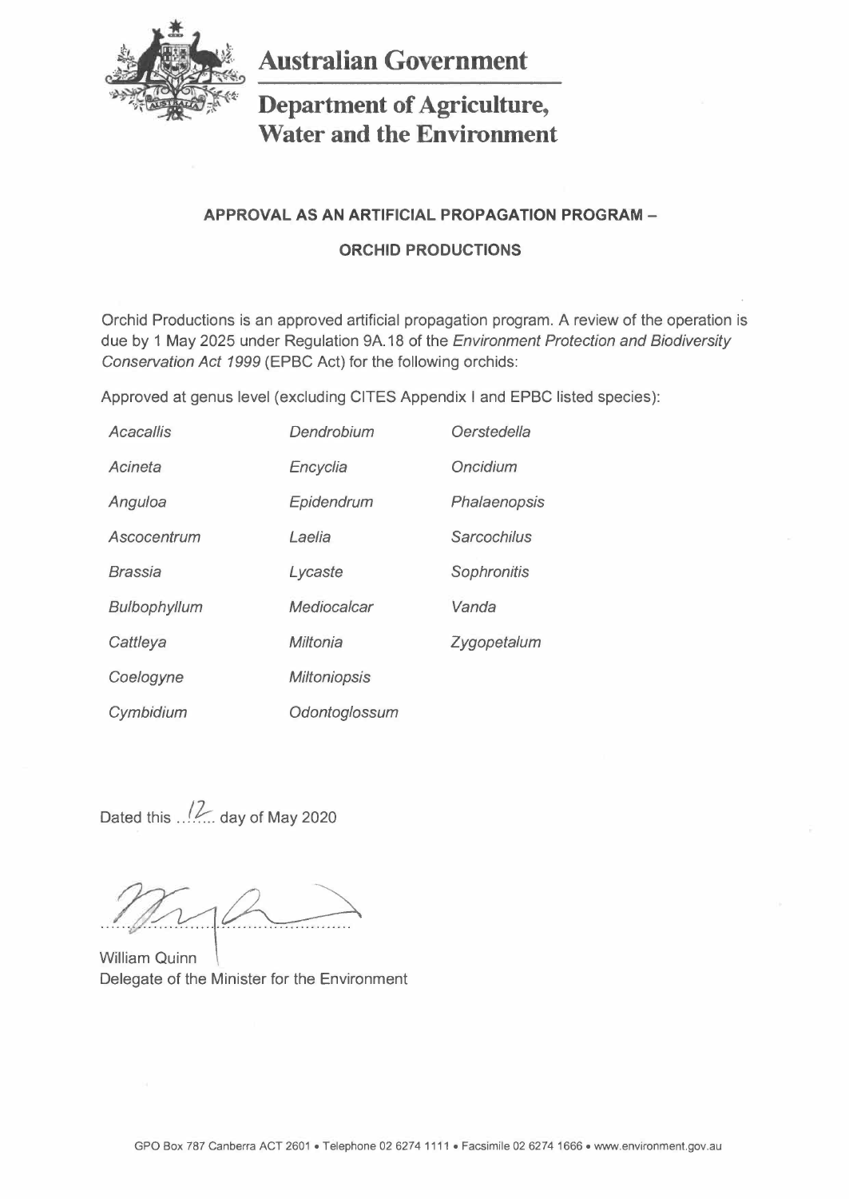# Australian Government

## Department of Agriculture, Water and the Environment

**APPROVAL AS AN ARTIFICIAL PROPAGATION PROGRAM –**

**ORCHID PRODUCTIONS**

Orchid Productions is an approved artificial propagation program. A review of the operation is due by 1 May 2025 under Regulation 9A.18 of the *Environment Protection and Biodiversity Conservation Act 1999* (EPBC Act) for the following orchids:

Approved at genus level (excluding CITES Appendix I and EPBC listed species):

*Acacallis*
*Acineta*
*Anguloa*
*Ascocentrum*
*Brassia*
*Bulbophyllum*
*Cattleya*
*Coelogyne*
*Cymbidium*
*Dendrobium*
*Encyclia*
*Epidendrum*
*Laelia*
*Lycaste*
*Mediocalcar*
*Miltonia*
*Miltoniopsis*
*Odontoglossum*
*Oerstedella*
*Oncidium*
*Phalaenopsis*
*Sarcochilus*
*Sophronitis*
*Vanda*
*Zygopetalum*

Dated this 12 day of May 2020

William Quinn
Delegate of the Minister for the Environment

GPO Box 787 Canberra ACT 2601 • Telephone 02 6274 1111 • Facsimile 02 6274 1666 • www.environment.gov.au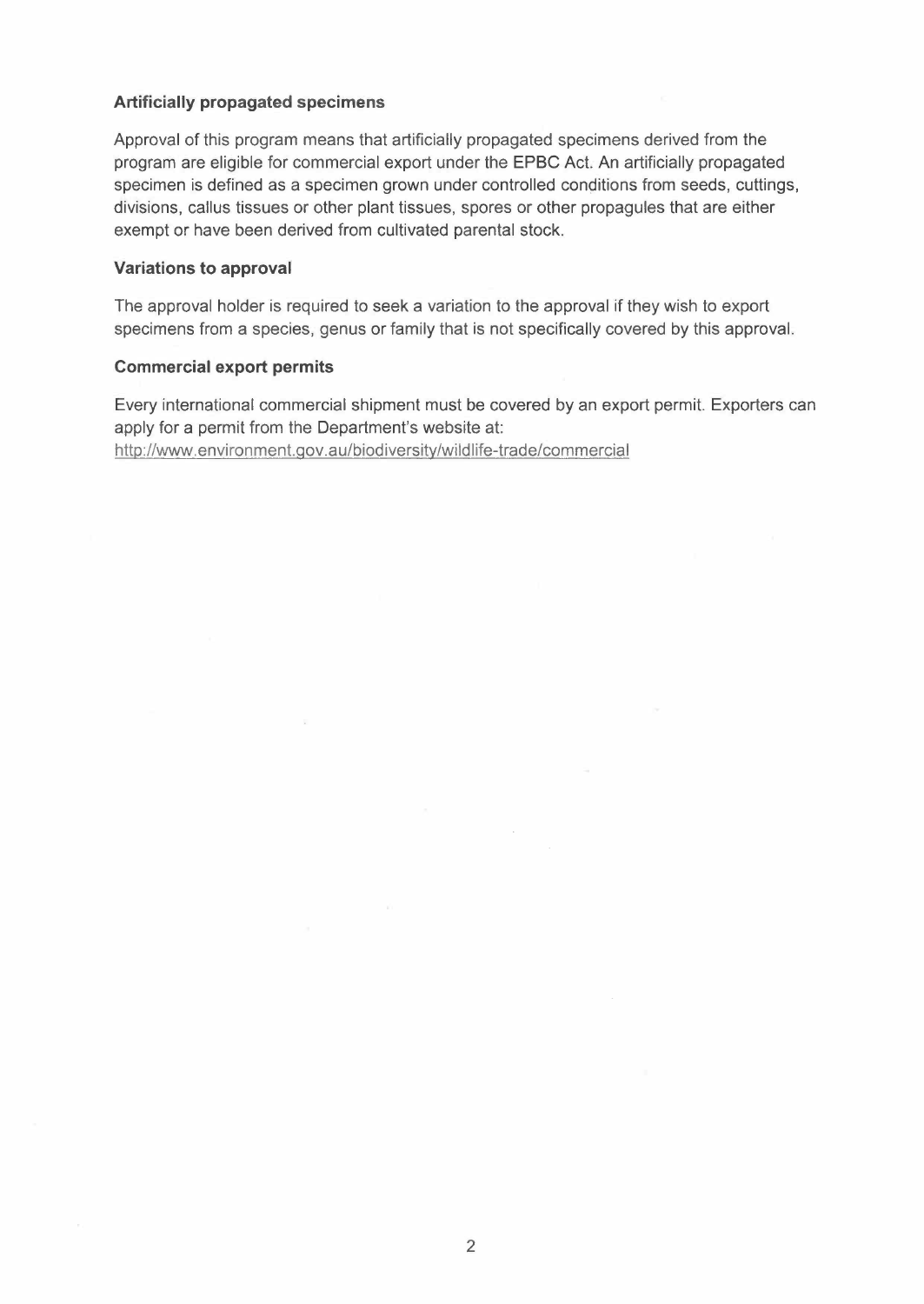### Artificially propagated specimens

Approval of this program means that artificially propagated specimens derived from the program are eligible for commercial export under the EPBC Act. An artificially propagated specimen is defined as a specimen grown under controlled conditions from seeds, cuttings, divisions, callus tissues or other plant tissues, spores or other propagules that are either exempt or have been derived from cultivated parental stock.

### Variations to approval

The approval holder is required to seek a variation to the approval if they wish to export specimens from a species, genus or family that is not specifically covered by this approval.

### Commercial export permits

Every international commercial shipment must be covered by an export permit. Exporters can apply for a permit from the Department's website at:
http://www.environment.gov.au/biodiversity/wildlife-trade/commercial